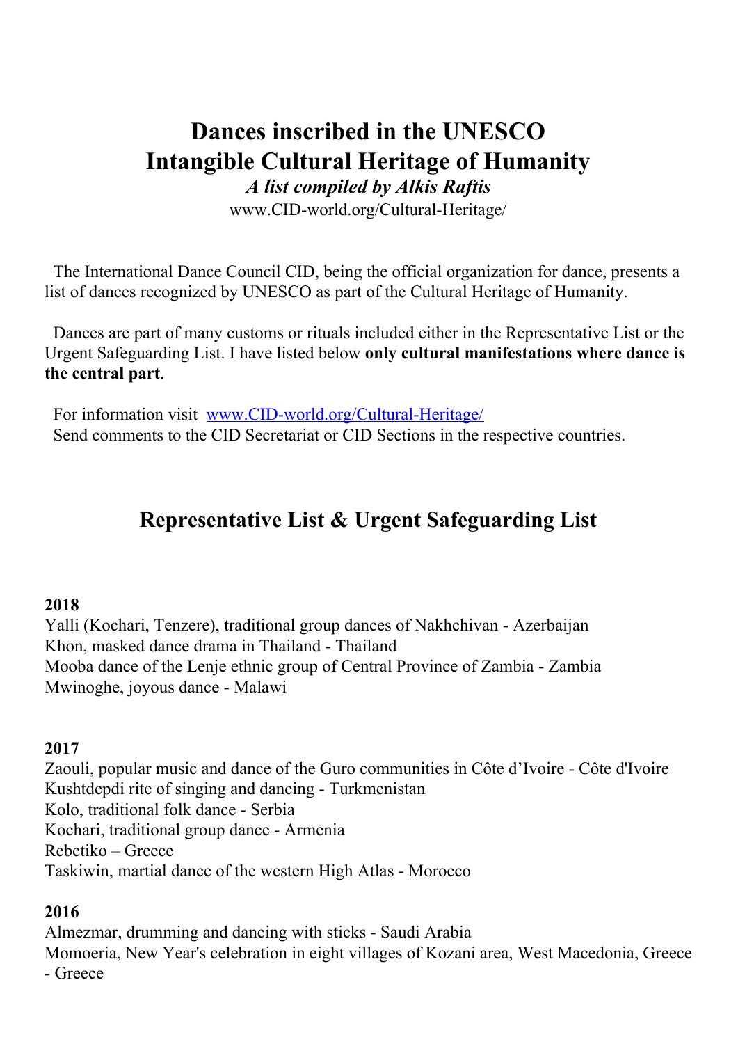# Dances inscribed in the UNESCO Intangible Cultural Heritage of Humanity

***A list compiled by Alkis Raftis***

www.CID-world.org/Cultural-Heritage/

The International Dance Council CID, being the official organization for dance, presents a list of dances recognized by UNESCO as part of the Cultural Heritage of Humanity.

Dances are part of many customs or rituals included either in the Representative List or the Urgent Safeguarding List. I have listed below **only cultural manifestations where dance is the central part**.

For information visit [www.CID-world.org/Cultural-Heritage/](http://www.CID-world.org/Cultural-Heritage/)
Send comments to the CID Secretariat or CID Sections in the respective countries.

## Representative List & Urgent Safeguarding List

**2018**

Yalli (Kochari, Tenzere), traditional group dances of Nakhchivan - Azerbaijan
Khon, masked dance drama in Thailand - Thailand
Mooba dance of the Lenje ethnic group of Central Province of Zambia - Zambia
Mwinoghe, joyous dance - Malawi

**2017**

Zaouli, popular music and dance of the Guro communities in Côte d'Ivoire - Côte d'Ivoire
Kushtdepdi rite of singing and dancing - Turkmenistan
Kolo, traditional folk dance - Serbia
Kochari, traditional group dance - Armenia
Rebetiko – Greece
Taskiwin, martial dance of the western High Atlas - Morocco

**2016**

Almezmar, drumming and dancing with sticks - Saudi Arabia
Momoeria, New Year's celebration in eight villages of Kozani area, West Macedonia, Greece - Greece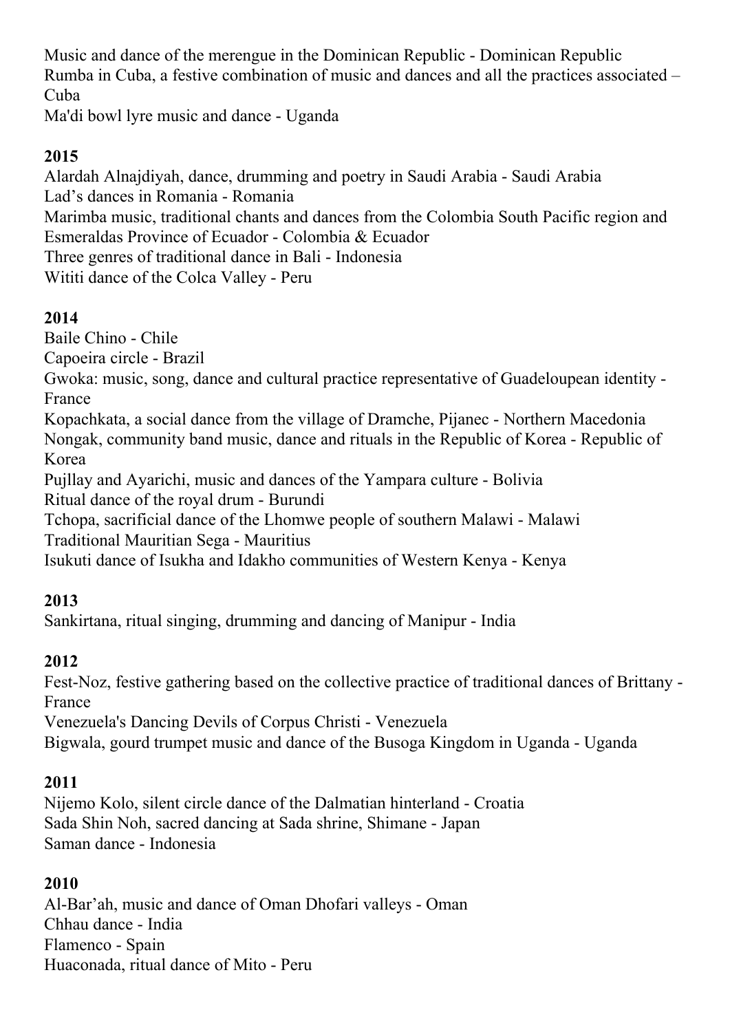Music and dance of the merengue in the Dominican Republic - Dominican Republic
Rumba in Cuba, a festive combination of music and dances and all the practices associated – Cuba
Ma'di bowl lyre music and dance - Uganda

**2015**

Alardah Alnajdiyah, dance, drumming and poetry in Saudi Arabia - Saudi Arabia
Lad's dances in Romania - Romania
Marimba music, traditional chants and dances from the Colombia South Pacific region and Esmeraldas Province of Ecuador - Colombia & Ecuador
Three genres of traditional dance in Bali - Indonesia
Wititi dance of the Colca Valley - Peru

**2014**

Baile Chino - Chile
Capoeira circle - Brazil
Gwoka: music, song, dance and cultural practice representative of Guadeloupean identity - France
Kopachkata, a social dance from the village of Dramche, Pijanec - Northern Macedonia
Nongak, community band music, dance and rituals in the Republic of Korea - Republic of Korea
Pujllay and Ayarichi, music and dances of the Yampara culture - Bolivia
Ritual dance of the royal drum - Burundi
Tchopa, sacrificial dance of the Lhomwe people of southern Malawi - Malawi
Traditional Mauritian Sega - Mauritius
Isukuti dance of Isukha and Idakho communities of Western Kenya - Kenya

**2013**

Sankirtana, ritual singing, drumming and dancing of Manipur - India

**2012**

Fest-Noz, festive gathering based on the collective practice of traditional dances of Brittany - France
Venezuela's Dancing Devils of Corpus Christi - Venezuela
Bigwala, gourd trumpet music and dance of the Busoga Kingdom in Uganda - Uganda

**2011**

Nijemo Kolo, silent circle dance of the Dalmatian hinterland - Croatia
Sada Shin Noh, sacred dancing at Sada shrine, Shimane - Japan
Saman dance - Indonesia

**2010**

Al-Bar'ah, music and dance of Oman Dhofari valleys - Oman
Chhau dance - India
Flamenco - Spain
Huaconada, ritual dance of Mito - Peru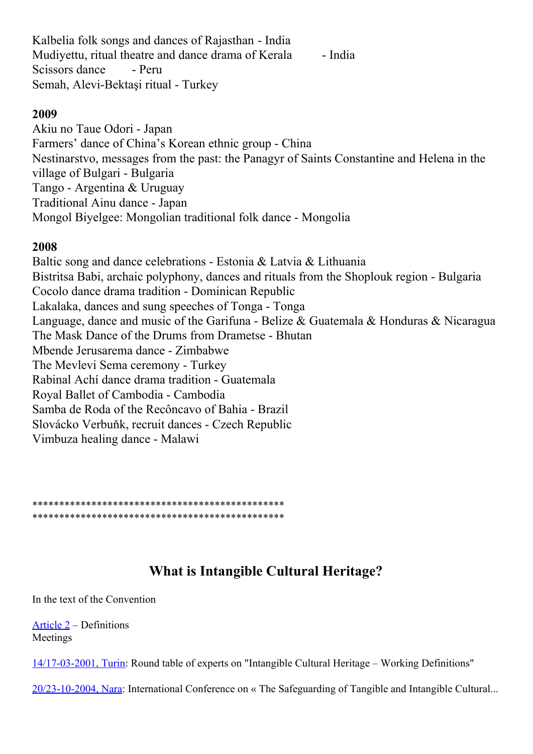Kalbelia folk songs and dances of Rajasthan - India
Mudiyettu, ritual theatre and dance drama of Kerala - India
Scissors dance - Peru
Semah, Alevi-Bektaşi ritual - Turkey

**2009**

Akiu no Taue Odori - Japan
Farmers' dance of China's Korean ethnic group - China
Nestinarstvo, messages from the past: the Panagyr of Saints Constantine and Helena in the village of Bulgari - Bulgaria
Tango - Argentina & Uruguay
Traditional Ainu dance - Japan
Mongol Biyelgee: Mongolian traditional folk dance - Mongolia

**2008**

Baltic song and dance celebrations - Estonia & Latvia & Lithuania
Bistritsa Babi, archaic polyphony, dances and rituals from the Shoplouk region - Bulgaria
Cocolo dance drama tradition - Dominican Republic
Lakalaka, dances and sung speeches of Tonga - Tonga
Language, dance and music of the Garifuna - Belize & Guatemala & Honduras & Nicaragua
The Mask Dance of the Drums from Drametse - Bhutan
Mbende Jerusarema dance - Zimbabwe
The Mevlevi Sema ceremony - Turkey
Rabinal Achí dance drama tradition - Guatemala
Royal Ballet of Cambodia - Cambodia
Samba de Roda of the Recôncavo of Bahia - Brazil
Slovácko Verbuňk, recruit dances - Czech Republic
Vimbuza healing dance - Malawi

**********************************************
**********************************************

## What is Intangible Cultural Heritage?

In the text of the Convention

Article 2 – Definitions
Meetings

14/17-03-2001, Turin: Round table of experts on "Intangible Cultural Heritage – Working Definitions"

20/23-10-2004, Nara: International Conference on « The Safeguarding of Tangible and Intangible Cultural...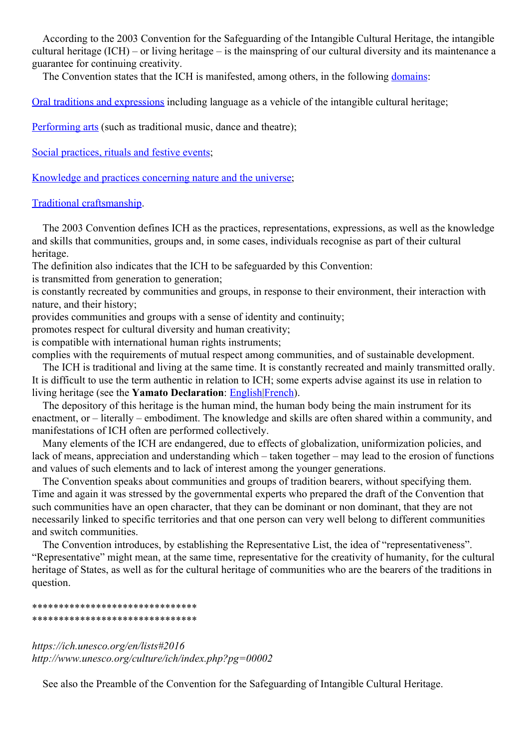According to the 2003 Convention for the Safeguarding of the Intangible Cultural Heritage, the intangible cultural heritage (ICH) – or living heritage – is the mainspring of our cultural diversity and its maintenance a guarantee for continuing creativity.

The Convention states that the ICH is manifested, among others, in the following domains:

Oral traditions and expressions including language as a vehicle of the intangible cultural heritage;

Performing arts (such as traditional music, dance and theatre);

Social practices, rituals and festive events;

Knowledge and practices concerning nature and the universe;

Traditional craftsmanship.

The 2003 Convention defines ICH as the practices, representations, expressions, as well as the knowledge and skills that communities, groups and, in some cases, individuals recognise as part of their cultural heritage.

The definition also indicates that the ICH to be safeguarded by this Convention:

is transmitted from generation to generation;

is constantly recreated by communities and groups, in response to their environment, their interaction with nature, and their history;

provides communities and groups with a sense of identity and continuity;

promotes respect for cultural diversity and human creativity;

is compatible with international human rights instruments;

complies with the requirements of mutual respect among communities, and of sustainable development.

The ICH is traditional and living at the same time. It is constantly recreated and mainly transmitted orally. It is difficult to use the term authentic in relation to ICH; some experts advise against its use in relation to living heritage (see the **Yamato Declaration**: English|French).

The depository of this heritage is the human mind, the human body being the main instrument for its enactment, or – literally – embodiment. The knowledge and skills are often shared within a community, and manifestations of ICH often are performed collectively.

Many elements of the ICH are endangered, due to effects of globalization, uniformization policies, and lack of means, appreciation and understanding which – taken together – may lead to the erosion of functions and values of such elements and to lack of interest among the younger generations.

The Convention speaks about communities and groups of tradition bearers, without specifying them. Time and again it was stressed by the governmental experts who prepared the draft of the Convention that such communities have an open character, that they can be dominant or non dominant, that they are not necessarily linked to specific territories and that one person can very well belong to different communities and switch communities.

The Convention introduces, by establishing the Representative List, the idea of "representativeness". "Representative" might mean, at the same time, representative for the creativity of humanity, for the cultural heritage of States, as well as for the cultural heritage of communities who are the bearers of the traditions in question.

******************************
******************************

*https://ich.unesco.org/en/lists#2016*
*http://www.unesco.org/culture/ich/index.php?pg=00002*

See also the Preamble of the Convention for the Safeguarding of Intangible Cultural Heritage.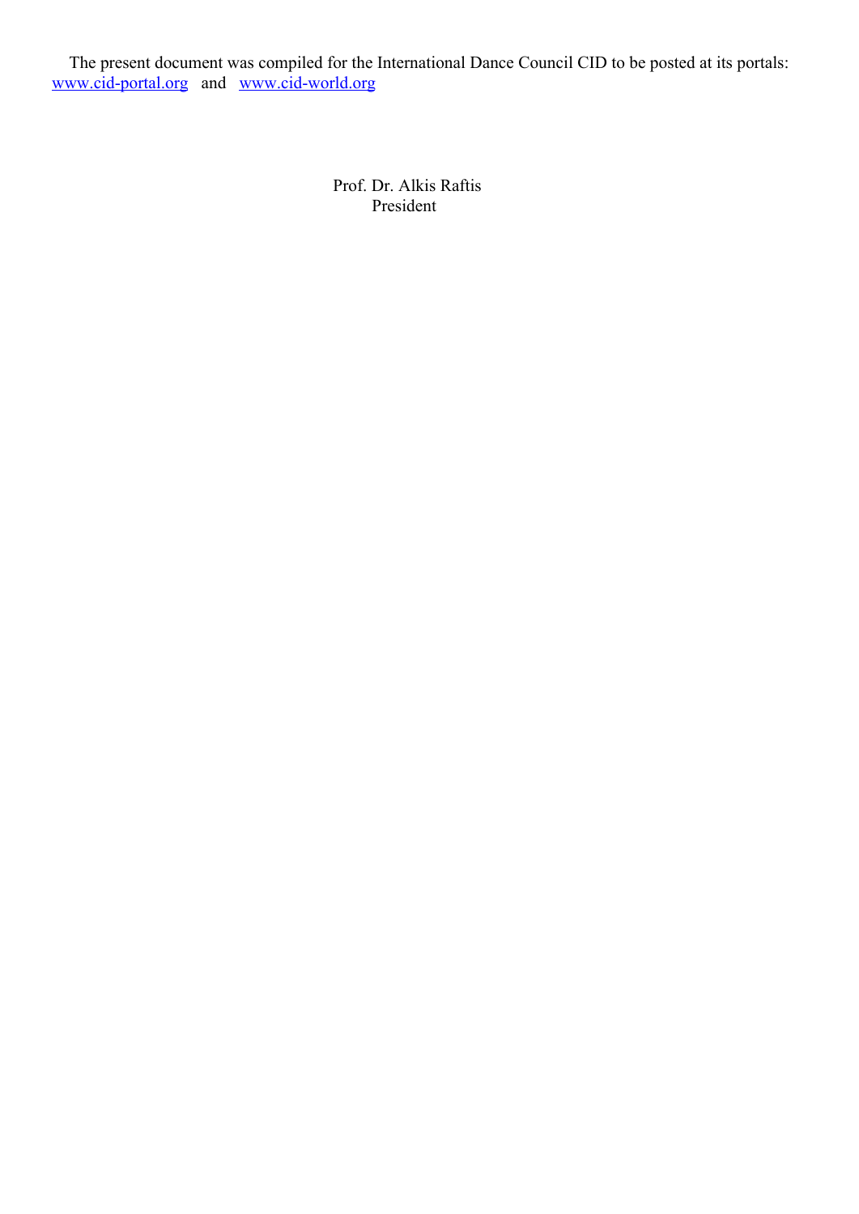The present document was compiled for the International Dance Council CID to be posted at its portals: [www.cid-portal.org](http://www.cid-portal.org) and [www.cid-world.org](http://www.cid-world.org)

Prof. Dr. Alkis Raftis
President